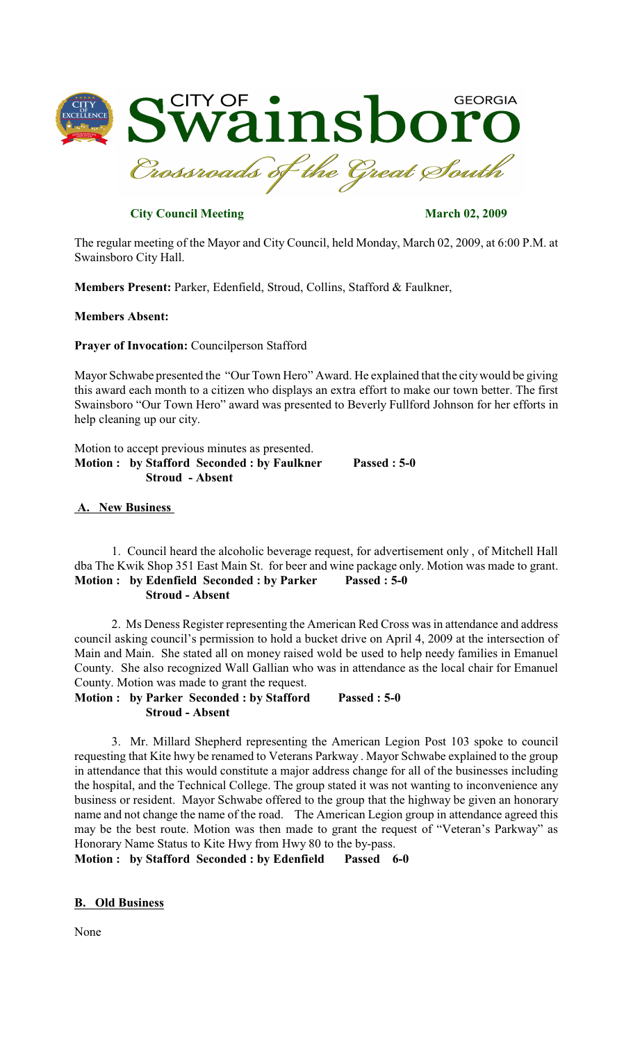# CITY OF Swainsboro GEORGIA

*Crossroads of the Great South*

**City Council Meeting** **March 02, 2009**

The regular meeting of the Mayor and City Council, held Monday, March 02, 2009, at 6:00 P.M. at Swainsboro City Hall.

**Members Present:** Parker, Edenfield, Stroud, Collins, Stafford & Faulkner,

**Members Absent:**

**Prayer of Invocation:** Councilperson Stafford

Mayor Schwabe presented the "Our Town Hero" Award. He explained that the city would be giving this award each month to a citizen who displays an extra effort to make our town better. The first Swainsboro "Our Town Hero" award was presented to Beverly Fullford Johnson for her efforts in help cleaning up our city.

Motion to accept previous minutes as presented.
**Motion : by Stafford Seconded : by Faulkner Passed : 5-0**
**Stroud - Absent**

## A. New Business

1. Council heard the alcoholic beverage request, for advertisement only , of Mitchell Hall dba The Kwik Shop 351 East Main St. for beer and wine package only. Motion was made to grant.
**Motion : by Edenfield Seconded : by Parker Passed : 5-0**
**Stroud - Absent**

2. Ms Deness Register representing the American Red Cross was in attendance and address council asking council's permission to hold a bucket drive on April 4, 2009 at the intersection of Main and Main. She stated all on money raised wold be used to help needy families in Emanuel County. She also recognized Wall Gallian who was in attendance as the local chair for Emanuel County. Motion was made to grant the request.
**Motion : by Parker Seconded : by Stafford Passed : 5-0**
**Stroud - Absent**

3. Mr. Millard Shepherd representing the American Legion Post 103 spoke to council requesting that Kite hwy be renamed to Veterans Parkway . Mayor Schwabe explained to the group in attendance that this would constitute a major address change for all of the businesses including the hospital, and the Technical College. The group stated it was not wanting to inconvenience any business or resident. Mayor Schwabe offered to the group that the highway be given an honorary name and not change the name of the road. The American Legion group in attendance agreed this may be the best route. Motion was then made to grant the request of "Veteran's Parkway" as Honorary Name Status to Kite Hwy from Hwy 80 to the by-pass.
**Motion : by Stafford Seconded : by Edenfield Passed 6-0**

## B. Old Business

None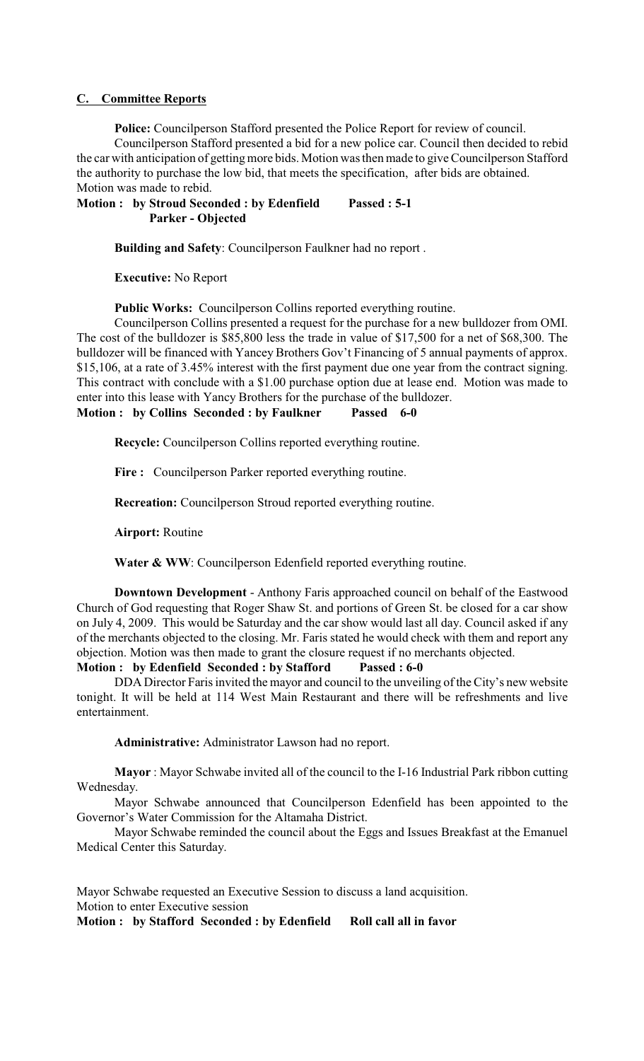**C. Committee Reports**

**Police:** Councilperson Stafford presented the Police Report for review of council.

Councilperson Stafford presented a bid for a new police car. Council then decided to rebid the car with anticipation of getting more bids. Motion was then made to give Councilperson Stafford the authority to purchase the low bid, that meets the specification, after bids are obtained. Motion was made to rebid.

**Motion : by Stroud Seconded : by Edenfield Passed : 5-1**
**Parker - Objected**

**Building and Safety**: Councilperson Faulkner had no report .

**Executive:** No Report

**Public Works:** Councilperson Collins reported everything routine.

Councilperson Collins presented a request for the purchase for a new bulldozer from OMI. The cost of the bulldozer is $85,800 less the trade in value of $17,500 for a net of $68,300. The bulldozer will be financed with Yancey Brothers Gov't Financing of 5 annual payments of approx. $15,106, at a rate of 3.45% interest with the first payment due one year from the contract signing. This contract with conclude with a $1.00 purchase option due at lease end. Motion was made to enter into this lease with Yancy Brothers for the purchase of the bulldozer.

**Motion : by Collins Seconded : by Faulkner Passed 6-0**

**Recycle:** Councilperson Collins reported everything routine.

**Fire :** Councilperson Parker reported everything routine.

**Recreation:** Councilperson Stroud reported everything routine.

**Airport:** Routine

**Water & WW**: Councilperson Edenfield reported everything routine.

**Downtown Development** - Anthony Faris approached council on behalf of the Eastwood Church of God requesting that Roger Shaw St. and portions of Green St. be closed for a car show on July 4, 2009. This would be Saturday and the car show would last all day. Council asked if any of the merchants objected to the closing. Mr. Faris stated he would check with them and report any objection. Motion was then made to grant the closure request if no merchants objected.

**Motion : by Edenfield Seconded : by Stafford Passed : 6-0**

DDA Director Faris invited the mayor and council to the unveiling of the City's new website tonight. It will be held at 114 West Main Restaurant and there will be refreshments and live entertainment.

**Administrative:** Administrator Lawson had no report.

**Mayor** : Mayor Schwabe invited all of the council to the I-16 Industrial Park ribbon cutting Wednesday.

Mayor Schwabe announced that Councilperson Edenfield has been appointed to the Governor's Water Commission for the Altamaha District.

Mayor Schwabe reminded the council about the Eggs and Issues Breakfast at the Emanuel Medical Center this Saturday.

Mayor Schwabe requested an Executive Session to discuss a land acquisition.
Motion to enter Executive session

**Motion : by Stafford Seconded : by Edenfield Roll call all in favor**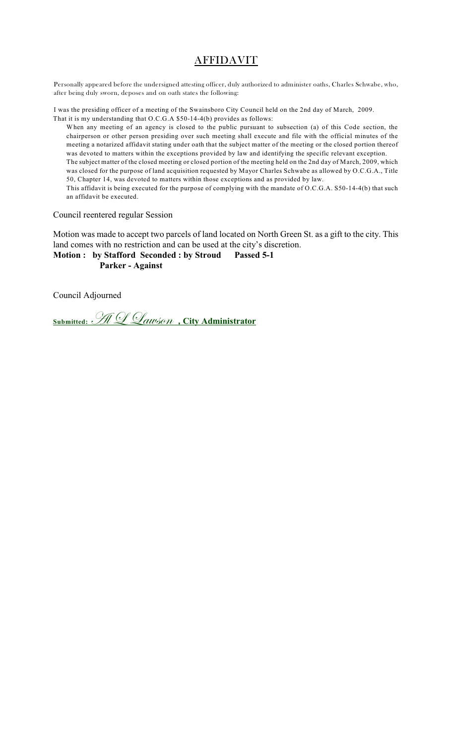# AFFIDAVIT

Personally appeared before the undersigned attesting officer, duly authorized to administer oaths, Charles Schwabe, who, after being duly sworn, deposes and on oath states the following:

I was the presiding officer of a meeting of the Swainsboro City Council held on the 2nd day of March, 2009.
That it is my understanding that O.C.G.A $50-14-4(b) provides as follows:

> When any meeting of an agency is closed to the public pursuant to subsection (a) of this Code section, the chairperson or other person presiding over such meeting shall execute and file with the official minutes of the meeting a notarized affidavit stating under oath that the subject matter of the meeting or the closed portion thereof was devoted to matters within the exceptions provided by law and identifying the specific relevant exception.
>
> The subject matter of the closed meeting or closed portion of the meeting held on the 2nd day of March, 2009, which was closed for the purpose of land acquisition requested by Mayor Charles Schwabe as allowed by O.C.G.A., Title 50, Chapter 14, was devoted to matters within those exceptions and as provided by law.
>
> This affidavit is being executed for the purpose of complying with the mandate of O.C.G.A. S50-14-4(b) that such an affidavit be executed.

Council reentered regular Session

Motion was made to accept two parcels of land located on North Green St. as a gift to the city. This land comes with no restriction and can be used at the city's discretion.

**Motion : by Stafford Seconded : by Stroud Passed 5-1**
**Parker - Against**

Council Adjourned

**Submitted: *Al L Lawson* , City Administrator**